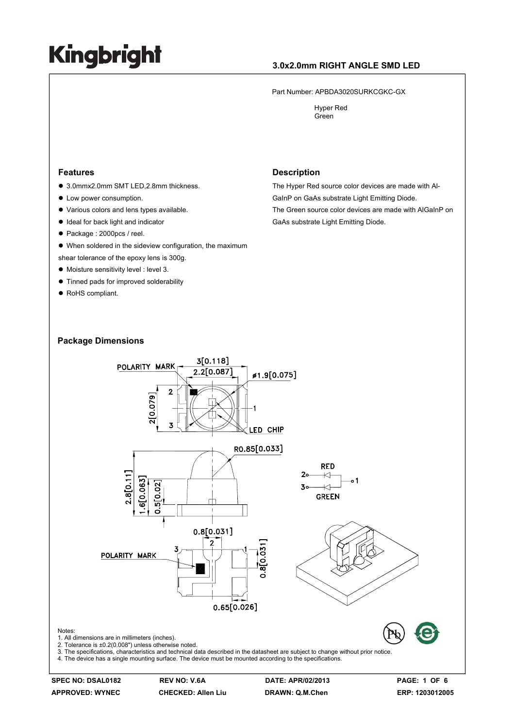# Kingbright

## 3.0x2.0mm RIGHT ANGLE SMD LED

Part Number: APBDA3020SURKCGKC-GX

Hyper Red
Green

### Features

- 3.0mmx2.0mm SMT LED,2.8mm thickness.
- Low power consumption.
- Various colors and lens types available.
- Ideal for back light and indicator
- Package : 2000pcs / reel.
- When soldered in the sideview configuration, the maximum shear tolerance of the epoxy lens is 300g.
- Moisture sensitivity level : level 3.
- Tinned pads for improved solderability
- RoHS compliant.

### Description

The Hyper Red source color devices are made with Al-GaInP on GaAs substrate Light Emitting Diode.
The Green source color devices are made with AlGaInP on GaAs substrate Light Emitting Diode.

### Package Dimensions

POLARITY MARK 3[0.118] 2.2[0.087] ø1.9[0.075] 2[0.079] 2 3 1 LED CHIP

R0.85[0.033] 2.8[0.11] 1.6[0.063] 0.5[0.02]

RED 2 1 3 GREEN

0.8[0.031] POLARITY MARK 3 2 1 0.8[0.031] 0.65[0.026]

Notes:
1. All dimensions are in millimeters (inches).
2. Tolerance is ±0.2(0.008") unless otherwise noted.
3. The specifications, characteristics and technical data described in the datasheet are subject to change without prior notice.
4. The device has a single mounting surface. The device must be mounted according to the specifications.

SPEC NO: DSAL0182 | REV NO: V.6A | DATE: APR/02/2013
APPROVED: WYNEC | CHECKED: Allen Liu | DRAWN: Q.M.Chen | ERP: 1203012005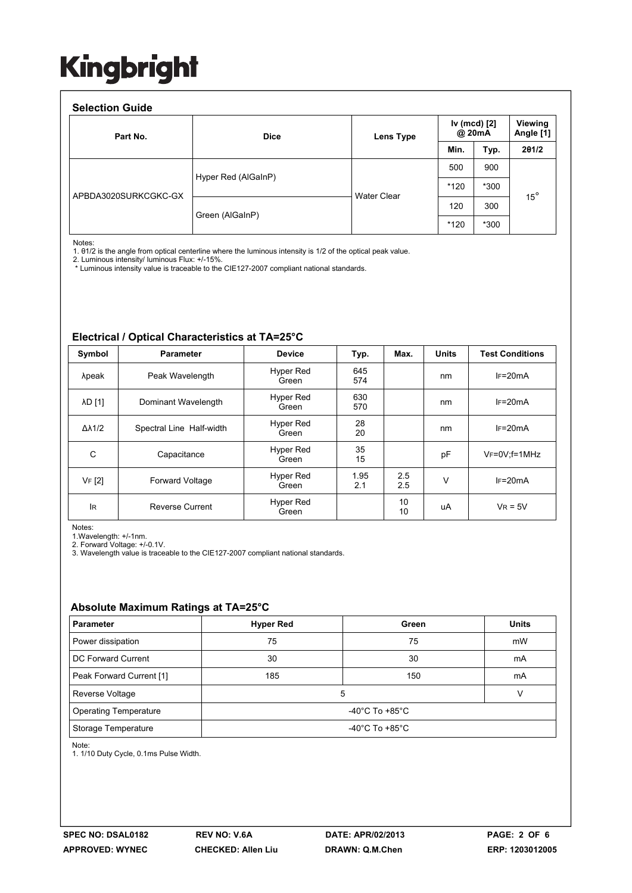# Kingbright

## Selection Guide

| Part No. | Dice | Lens Type | Iv (mcd) [2] @ 20mA | | Viewing Angle [1] |
|---|---|---|---|---|---|
| | | | Min. | Typ. | 2θ1/2 |
| APBDA3020SURKCGKC-GX | Hyper Red (AlGaInP) | Water Clear | 500 | 900 | 15° |
| | | | *120 | *300 | |
| | Green (AlGaInP) | | 120 | 300 | |
| | | | *120 | *300 | |

Notes:
1. θ1/2 is the angle from optical centerline where the luminous intensity is 1/2 of the optical peak value.
2. Luminous intensity/ luminous Flux: +/-15%.
* Luminous intensity value is traceable to the CIE127-2007 compliant national standards.

## Electrical / Optical Characteristics at TA=25°C

| Symbol | Parameter | Device | Typ. | Max. | Units | Test Conditions |
|---|---|---|---|---|---|---|
| λpeak | Peak Wavelength | Hyper Red<br>Green | 645<br>574 | | nm | $I_F$=20mA |
| λD [1] | Dominant Wavelength | Hyper Red<br>Green | 630<br>570 | | nm | $I_F$=20mA |
| Δλ1/2 | Spectral Line Half-width | Hyper Red<br>Green | 28<br>20 | | nm | $I_F$=20mA |
| C | Capacitance | Hyper Red<br>Green | 35<br>15 | | pF | $V_F$=0V;f=1MHz |
| $V_F$ [2] | Forward Voltage | Hyper Red<br>Green | 1.95<br>2.1 | 2.5<br>2.5 | V | $I_F$=20mA |
| $I_R$ | Reverse Current | Hyper Red<br>Green | | 10<br>10 | uA | $V_R$ = 5V |

Notes:
1.Wavelength: +/-1nm.
2. Forward Voltage: +/-0.1V.
3. Wavelength value is traceable to the CIE127-2007 compliant national standards.

## Absolute Maximum Ratings at TA=25°C

| Parameter | Hyper Red | Green | Units |
|---|---|---|---|
| Power dissipation | 75 | 75 | mW |
| DC Forward Current | 30 | 30 | mA |
| Peak Forward Current [1] | 185 | 150 | mA |
| Reverse Voltage | 5 | | V |
| Operating Temperature | -40°C To +85°C | | |
| Storage Temperature | -40°C To +85°C | | |

Note:
1. 1/10 Duty Cycle, 0.1ms Pulse Width.

SPEC NO: DSAL0182 REV NO: V.6A DATE: APR/02/2013 PAGE: 2 OF 6
APPROVED: WYNEC CHECKED: Allen Liu DRAWN: Q.M.Chen ERP: 1203012005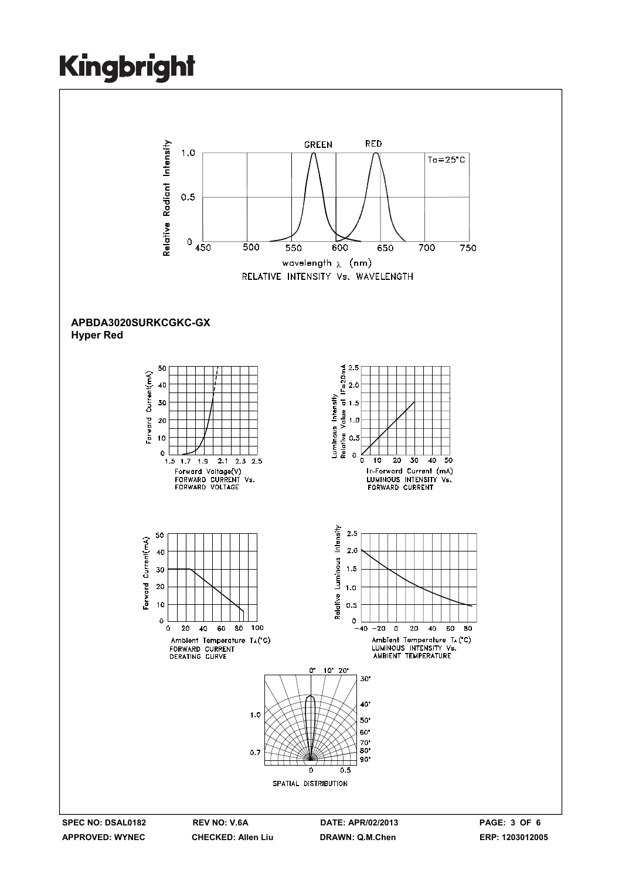**Kingbright**

RELATIVE INTENSITY Vs. WAVELENGTH

**APBDA3020SURKCGKC-GX**
**Hyper Red**

FORWARD CURRENT Vs. FORWARD VOLTAGE

LUMINOUS INTENSITY Vs. FORWARD CURRENT

FORWARD CURRENT DERATING CURVE

LUMINOUS INTENSITY Vs. AMBIENT TEMPERATURE

SPATIAL DISTRIBUTION

| SPEC NO: DSAL0182 | REV NO: V.6A | DATE: APR/02/2013 | PAGE: 3 OF 6 |
|---|---|---|---|
| APPROVED: WYNEC | CHECKED: Allen Liu | DRAWN: Q.M.Chen | ERP: 1203012005 |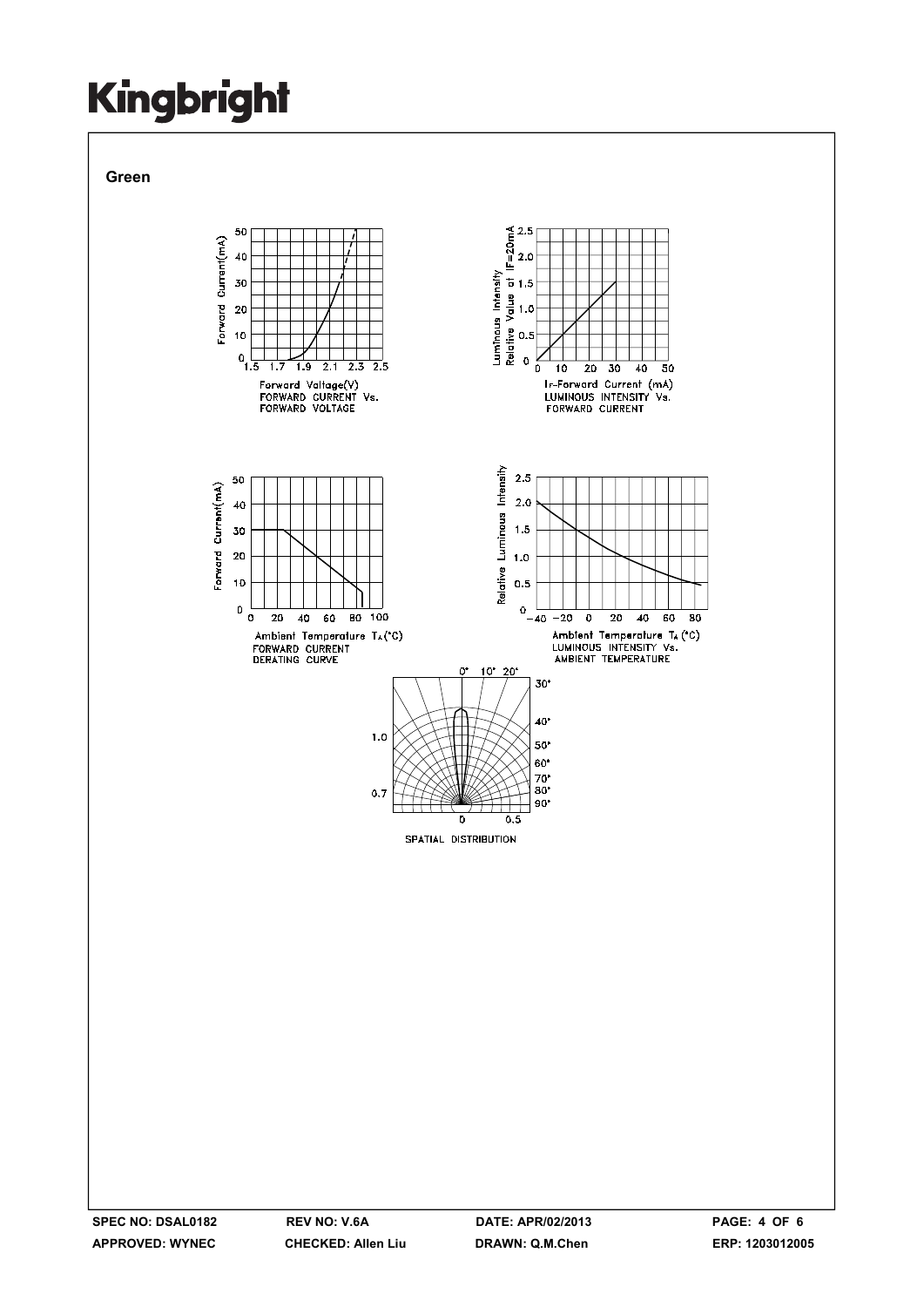**Green**

FORWARD CURRENT Vs. FORWARD VOLTAGE

LUMINOUS INTENSITY Vs. FORWARD CURRENT

FORWARD CURRENT DERATING CURVE

LUMINOUS INTENSITY Vs. AMBIENT TEMPERATURE

SPATIAL DISTRIBUTION

**SPEC NO: DSAL0182** **REV NO: V.6A** **DATE: APR/02/2013** **APPROVED: WYNEC** **CHECKED: Allen Liu** **DRAWN: Q.M.Chen** **ERP: 1203012005**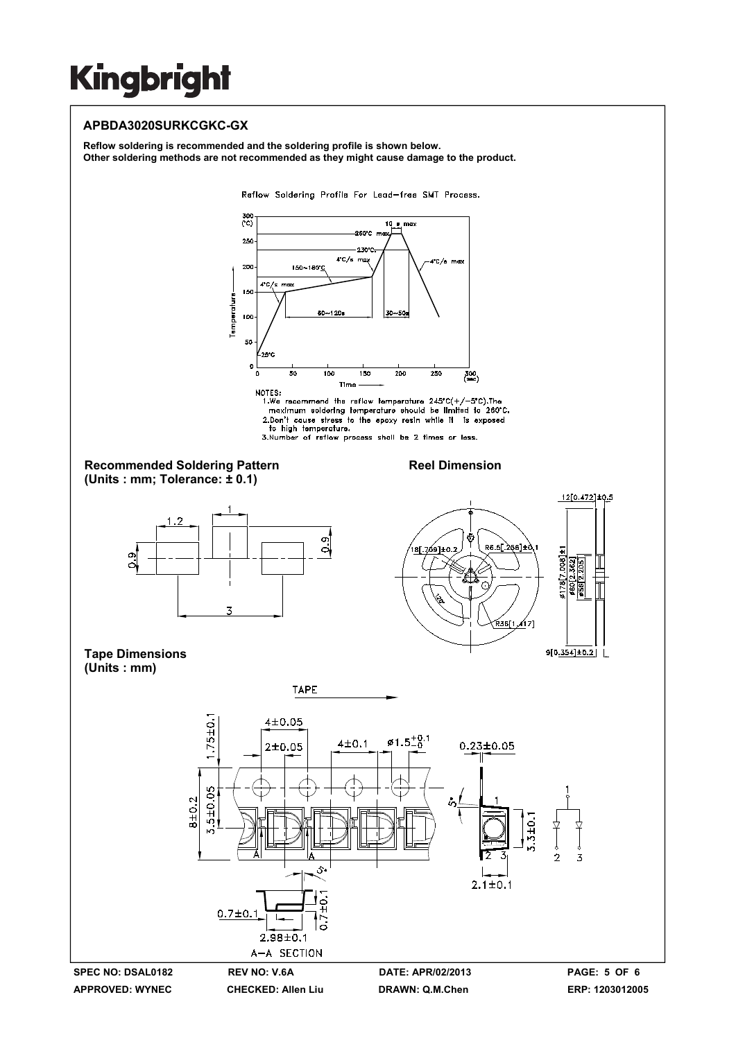# APBDA3020SURKCGKC-GX

**Reflow soldering is recommended and the soldering profile is shown below.**
**Other soldering methods are not recommended as they might cause damage to the product.**

Reflow Soldering Profile For Lead-free SMT Process.

NOTES:
1. We recommend the reflow temperature 245°C(+/-5°C).The maximum soldering temperature should be limited to 260°C.
2. Don't cause stress to the epoxy resin while it is exposed to high temperature.
3. Number of reflow process shall be 2 times or less.

## Recommended Soldering Pattern
**(Units : mm; Tolerance: ± 0.1)**

## Reel Dimension

## Tape Dimensions
**(Units : mm)**

| SPEC NO: DSAL0182 | REV NO: V.6A | DATE: APR/02/2013 | PAGE: 5 OF 6 |
|---|---|---|---|
| APPROVED: WYNEC | CHECKED: Allen Liu | DRAWN: Q.M.Chen | ERP: 1203012005 |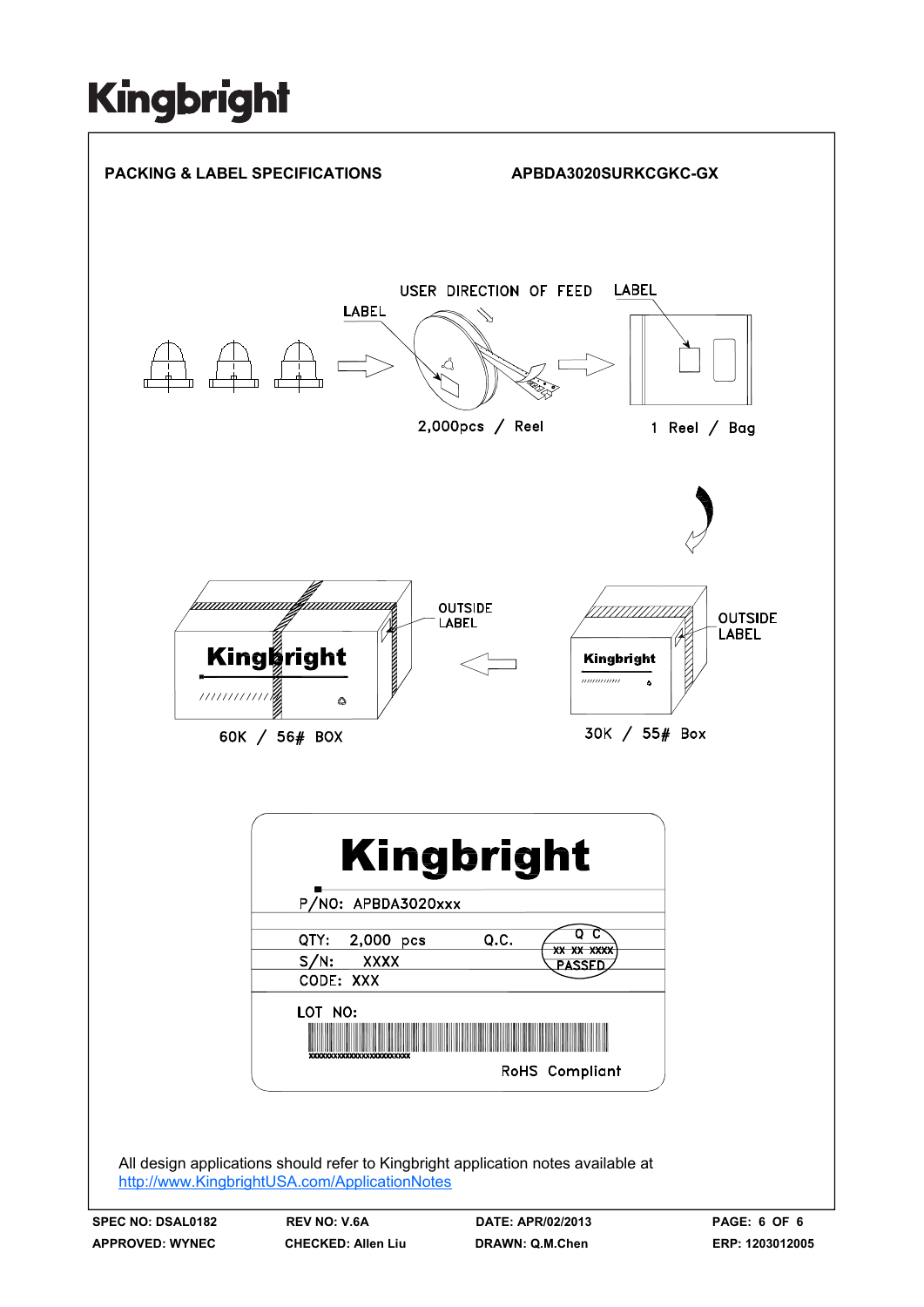**PACKING & LABEL SPECIFICATIONS** **APBDA3020SURKCGKC-GX**

USER DIRECTION OF FEED

LABEL

LABEL

2,000pcs / Reel

1 Reel / Bag

OUTSIDE LABEL

OUTSIDE LABEL

60K / 56# BOX

30K / 55# Box

Kingbright

P/NO: APBDA3020xxx

QTY: 2,000 pcs

Q.C.

S/N: XXXX

CODE: XXX

LOT NO:

RoHS Compliant

All design applications should refer to Kingbright application notes available at http://www.KingbrightUSA.com/ApplicationNotes

| SPEC NO: DSAL0182 | REV NO: V.6A | DATE: APR/02/2013 | |
|---|---|---|---|
| APPROVED: WYNEC | CHECKED: Allen Liu | DRAWN: Q.M.Chen | ERP: 1203012005 |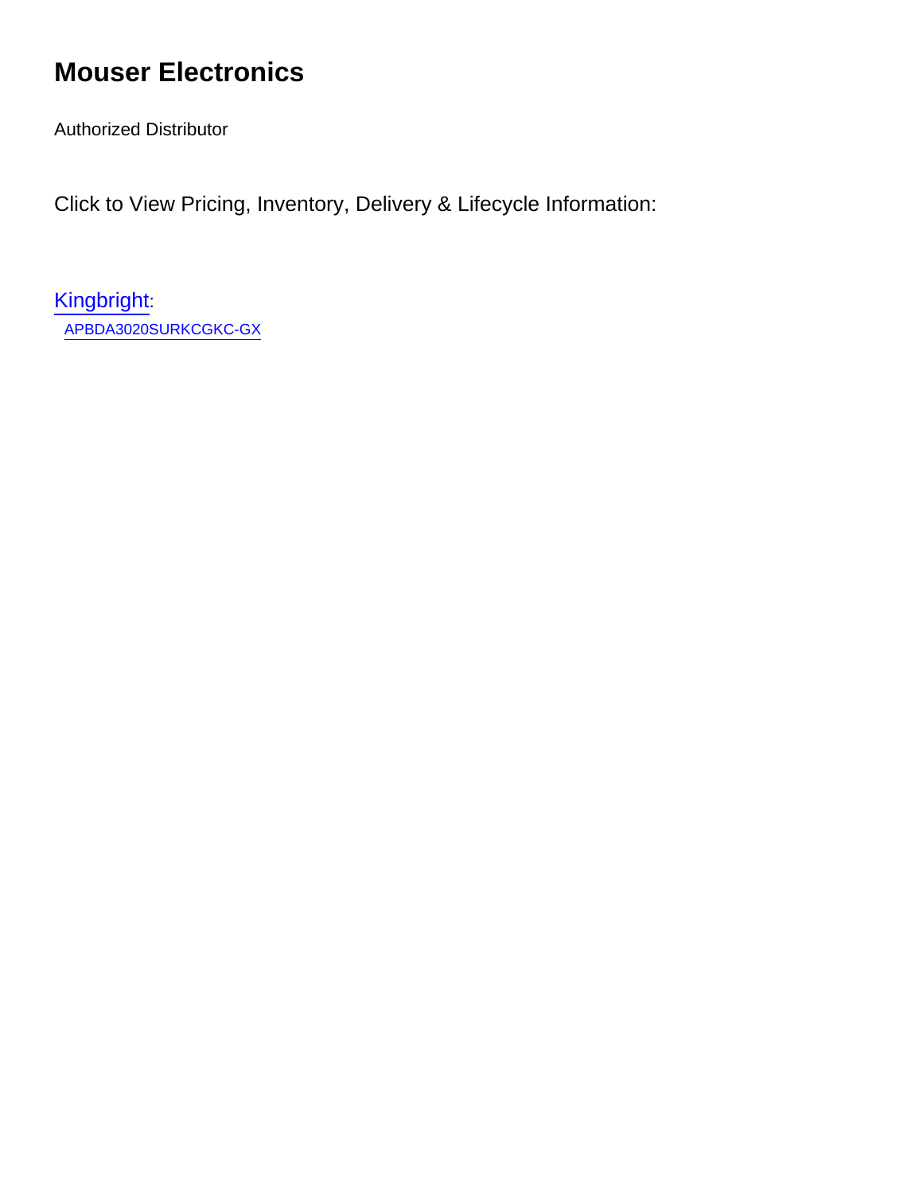# Mouser Electronics

Authorized Distributor

Click to View Pricing, Inventory, Delivery & Lifecycle Information:

Kingbright:

APBDA3020SURKCGKC-GX